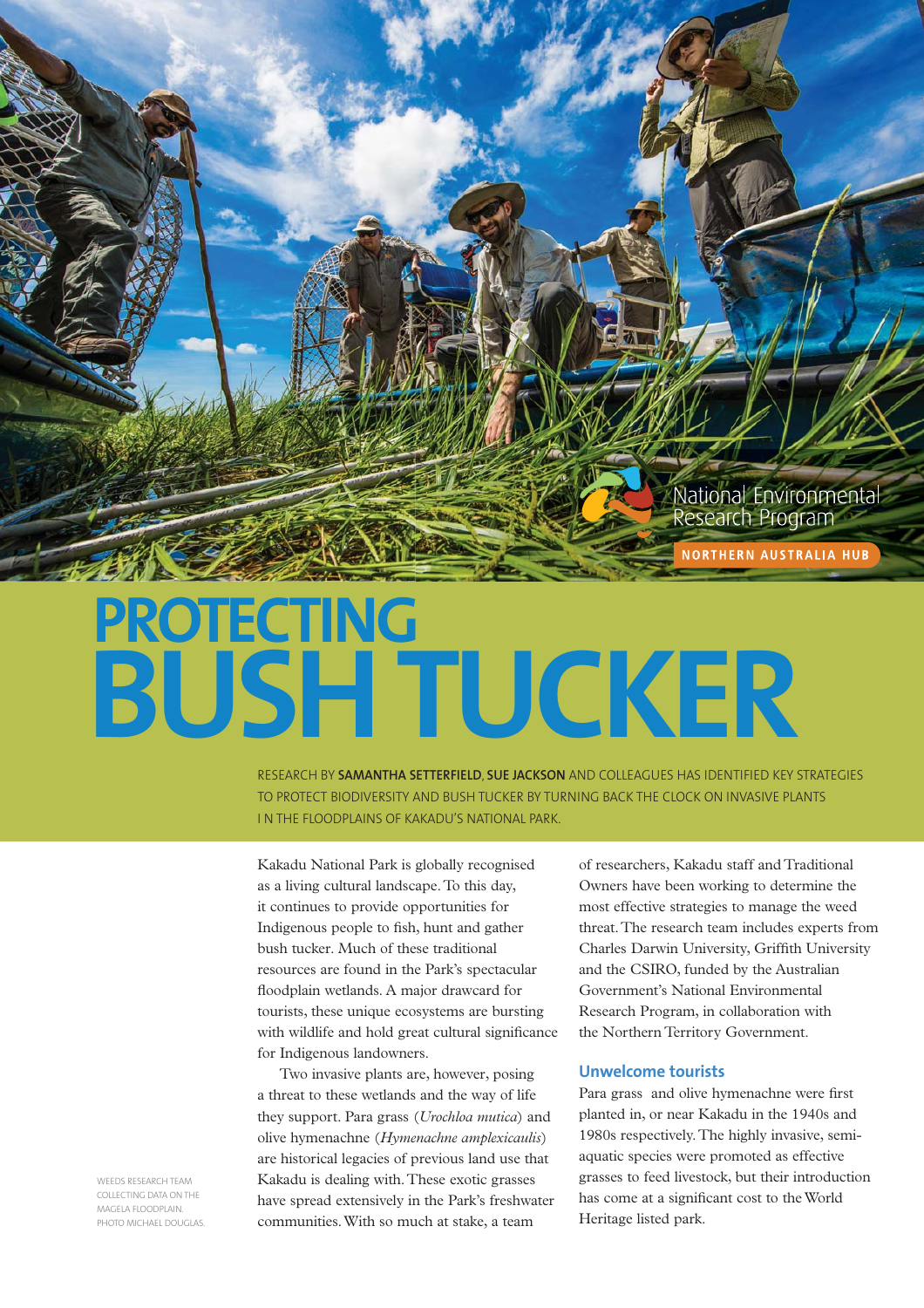National Environmental Research Program

NORTHERN AUSTRALIA HUB

# PROTECTING BUSH TUCKER

RESEARCH BY **SAMANTHA SETTERFIELD**, **SUE JACKSON** AND COLLEAGUES HAS IDENTIFIED KEY STRATEGIES TO PROTECT BIODIVERSITY AND BUSH TUCKER BY TURNING BACK THE CLOCK ON INVASIVE PLANTS IN THE FLOODPLAINS OF KAKADU'S NATIONAL PARK.

WEEDS RESEARCH TEAM COLLECTING DATA ON THE MAGELA FLOODPLAIN. PHOTO MICHAEL DOUGLAS.

Kakadu National Park is globally recognised as a living cultural landscape. To this day, it continues to provide opportunities for Indigenous people to fish, hunt and gather bush tucker. Much of these traditional resources are found in the Park's spectacular floodplain wetlands. A major drawcard for tourists, these unique ecosystems are bursting with wildlife and hold great cultural significance for Indigenous landowners.

Two invasive plants are, however, posing a threat to these wetlands and the way of life they support. Para grass (*Urochloa mutica*) and olive hymenachne (*Hymenachne amplexicaulis*) are historical legacies of previous land use that Kakadu is dealing with. These exotic grasses have spread extensively in the Park's freshwater communities. With so much at stake, a team of researchers, Kakadu staff and Traditional Owners have been working to determine the most effective strategies to manage the weed threat. The research team includes experts from Charles Darwin University, Griffith University and the CSIRO, funded by the Australian Government's National Environmental Research Program, in collaboration with the Northern Territory Government.

## Unwelcome tourists

Para grass and olive hymenachne were first planted in, or near Kakadu in the 1940s and 1980s respectively. The highly invasive, semi-aquatic species were promoted as effective grasses to feed livestock, but their introduction has come at a significant cost to the World Heritage listed park.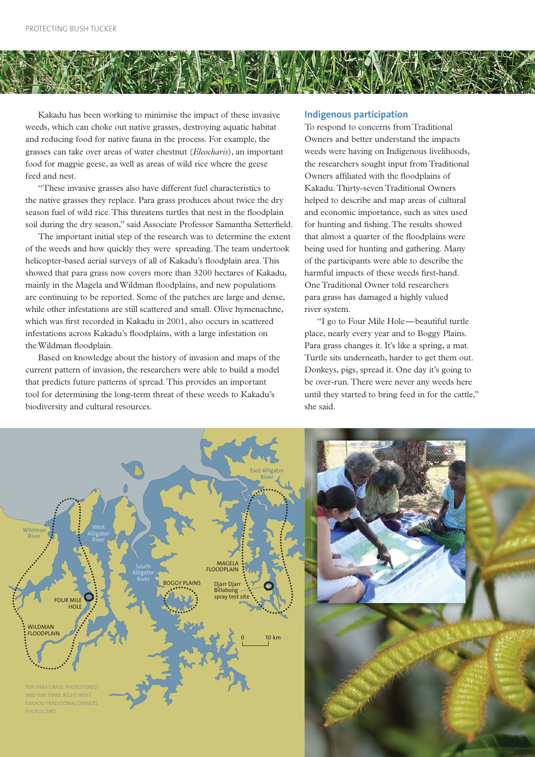Kakadu has been working to minimise the impact of these invasive weeds, which can choke out native grasses, destroying aquatic habitat and reducing food for native fauna in the process. For example, the grasses can take over areas of water chestnut (*Eleocharis*), an important food for magpie geese, as well as areas of wild rice where the geese feed and nest.

"These invasive grasses also have different fuel characteristics to the native grasses they replace. Para grass produces about twice the dry season fuel of wild rice. This threatens turtles that nest in the floodplain soil during the dry season," said Associate Professor Samantha Setterfield.

The important initial step of the research was to determine the extent of the weeds and how quickly they were spreading. The team undertook helicopter-based aerial surveys of all of Kakadu's floodplain area. This showed that para grass now covers more than 3200 hectares of Kakadu, mainly in the Magela and Wildman floodplains, and new populations are continuing to be reported. Some of the patches are large and dense, while other infestations are still scattered and small. Olive hymenachne, which was first recorded in Kakadu in 2001, also occurs in scattered infestations across Kakadu's floodplains, with a large infestation on the Wildman floodplain.

Based on knowledge about the history of invasion and maps of the current pattern of invasion, the researchers were able to build a model that predicts future patterns of spread. This provides an important tool for determining the long-term threat of these weeds to Kakadu's biodiversity and cultural resources.

## Indigenous participation

To respond to concerns from Traditional Owners and better understand the impacts weeds were having on Indigenous livelihoods, the researchers sought input from Traditional Owners affiliated with the floodplains of Kakadu. Thirty-seven Traditional Owners helped to describe and map areas of cultural and economic importance, such as sites used for hunting and fishing. The results showed that almost a quarter of the floodplains were being used for hunting and gathering. Many of the participants were able to describe the harmful impacts of these weeds first-hand. One Traditional Owner told researchers para grass has damaged a highly valued river system.

"I go to Four Mile Hole—beautiful turtle place, nearly every year and to Boggy Plains. Para grass changes it. It's like a spring, a mat. Turtle sits underneath, harder to get them out. Donkeys, pigs, spread it. One day it's going to be over-run. There were never any weeds here until they started to bring feed in for the cattle," she said.

TOP: PARA GRASS. PHOTO FOREST AND KIM STARR. RIGHT INSET: KAKADU TRADITIONAL OWNERS. PHOTO CSIRO.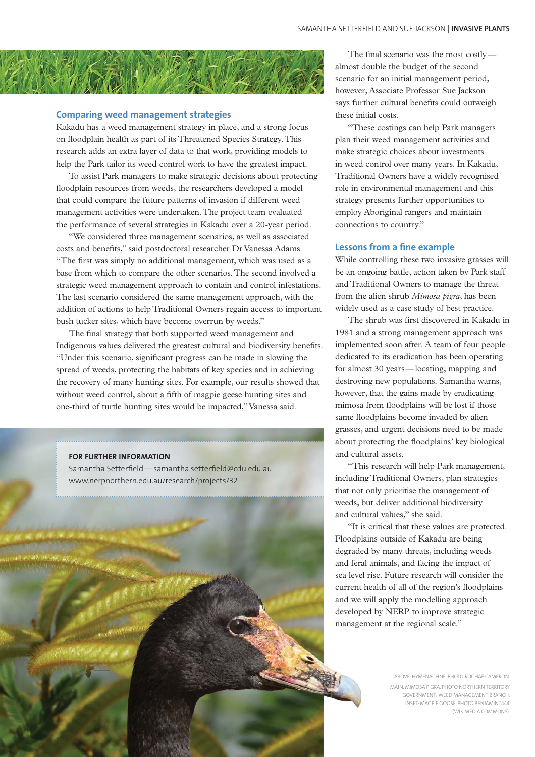## Comparing weed management strategies

Kakadu has a weed management strategy in place, and a strong focus on floodplain health as part of its Threatened Species Strategy. This research adds an extra layer of data to that work, providing models to help the Park tailor its weed control work to have the greatest impact.

To assist Park managers to make strategic decisions about protecting floodplain resources from weeds, the researchers developed a model that could compare the future patterns of invasion if different weed management activities were undertaken. The project team evaluated the performance of several strategies in Kakadu over a 20-year period.

"We considered three management scenarios, as well as associated costs and benefits," said postdoctoral researcher Dr Vanessa Adams. "The first was simply no additional management, which was used as a base from which to compare the other scenarios. The second involved a strategic weed management approach to contain and control infestations. The last scenario considered the same management approach, with the addition of actions to help Traditional Owners regain access to important bush tucker sites, which have become overrun by weeds."

The final strategy that both supported weed management and Indigenous values delivered the greatest cultural and biodiversity benefits. "Under this scenario, significant progress can be made in slowing the spread of weeds, protecting the habitats of key species and in achieving the recovery of many hunting sites. For example, our results showed that without weed control, about a fifth of magpie geese hunting sites and one-third of turtle hunting sites would be impacted," Vanessa said.

**FOR FURTHER INFORMATION**
Samantha Setterfield—samantha.setterfield@cdu.edu.au
www.nerpnorthern.edu.au/research/projects/32

The final scenario was the most costly—almost double the budget of the second scenario for an initial management period, however, Associate Professor Sue Jackson says further cultural benefits could outweigh these initial costs.

"These costings can help Park managers plan their weed management activities and make strategic choices about investments in weed control over many years. In Kakadu, Traditional Owners have a widely recognised role in environmental management and this strategy presents further opportunities to employ Aboriginal rangers and maintain connections to country."

## Lessons from a fine example

While controlling these two invasive grasses will be an ongoing battle, action taken by Park staff and Traditional Owners to manage the threat from the alien shrub *Mimosa pigra*, has been widely used as a case study of best practice.

The shrub was first discovered in Kakadu in 1981 and a strong management approach was implemented soon after. A team of four people dedicated to its eradication has been operating for almost 30 years—locating, mapping and destroying new populations. Samantha warns, however, that the gains made by eradicating mimosa from floodplains will be lost if those same floodplains become invaded by alien grasses, and urgent decisions need to be made about protecting the floodplains' key biological and cultural assets.

"This research will help Park management, including Traditional Owners, plan strategies that not only prioritise the management of weeds, but deliver additional biodiversity and cultural values," she said.

"It is critical that these values are protected. Floodplains outside of Kakadu are being degraded by many threats, including weeds and feral animals, and facing the impact of sea level rise. Future research will consider the current health of all of the region's floodplains and we will apply the modelling approach developed by NERP to improve strategic management at the regional scale."

ABOVE: HYMENACHNE. PHOTO ROCHAE CAMERON.
MAIN: MIMOSA PIGRA. PHOTO NORTHERN TERRITORY GOVERNMENT, WEED MANAGEMENT BRANCH.
INSET: MAGPIE GOOSE. PHOTO BENJAMINT444 (WIKIMEDIA COMMONS).